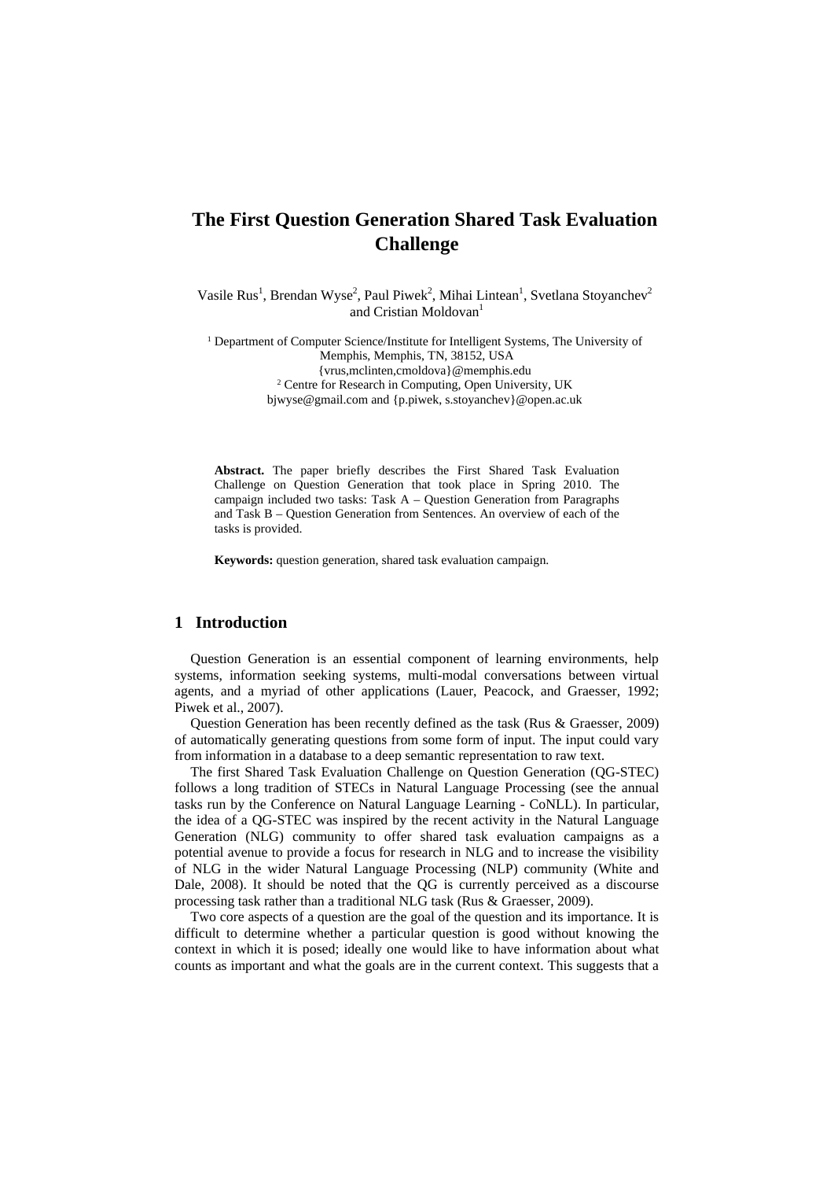# The First Question Generation Shared Task Evaluation Challenge

Vasile Rus[1], Brendan Wyse[2], Paul Piwek[2], Mihai Lintean[1], Svetlana Stoyanchev[2] and Cristian Moldovan[1]

[1] Department of Computer Science/Institute for Intelligent Systems, The University of Memphis, Memphis, TN, 38152, USA
{vrus,mclinten,cmoldova}@memphis.edu
[2] Centre for Research in Computing, Open University, UK
bjwyse@gmail.com and {p.piwek, s.stoyanchev}@open.ac.uk

**Abstract.** The paper briefly describes the First Shared Task Evaluation Challenge on Question Generation that took place in Spring 2010. The campaign included two tasks: Task A – Question Generation from Paragraphs and Task B – Question Generation from Sentences. An overview of each of the tasks is provided.

**Keywords:** question generation, shared task evaluation campaign.

## 1 Introduction

Question Generation is an essential component of learning environments, help systems, information seeking systems, multi-modal conversations between virtual agents, and a myriad of other applications (Lauer, Peacock, and Graesser, 1992; Piwek et al., 2007).

Question Generation has been recently defined as the task (Rus & Graesser, 2009) of automatically generating questions from some form of input. The input could vary from information in a database to a deep semantic representation to raw text.

The first Shared Task Evaluation Challenge on Question Generation (QG-STEC) follows a long tradition of STECs in Natural Language Processing (see the annual tasks run by the Conference on Natural Language Learning - CoNLL). In particular, the idea of a QG-STEC was inspired by the recent activity in the Natural Language Generation (NLG) community to offer shared task evaluation campaigns as a potential avenue to provide a focus for research in NLG and to increase the visibility of NLG in the wider Natural Language Processing (NLP) community (White and Dale, 2008). It should be noted that the QG is currently perceived as a discourse processing task rather than a traditional NLG task (Rus & Graesser, 2009).

Two core aspects of a question are the goal of the question and its importance. It is difficult to determine whether a particular question is good without knowing the context in which it is posed; ideally one would like to have information about what counts as important and what the goals are in the current context. This suggests that a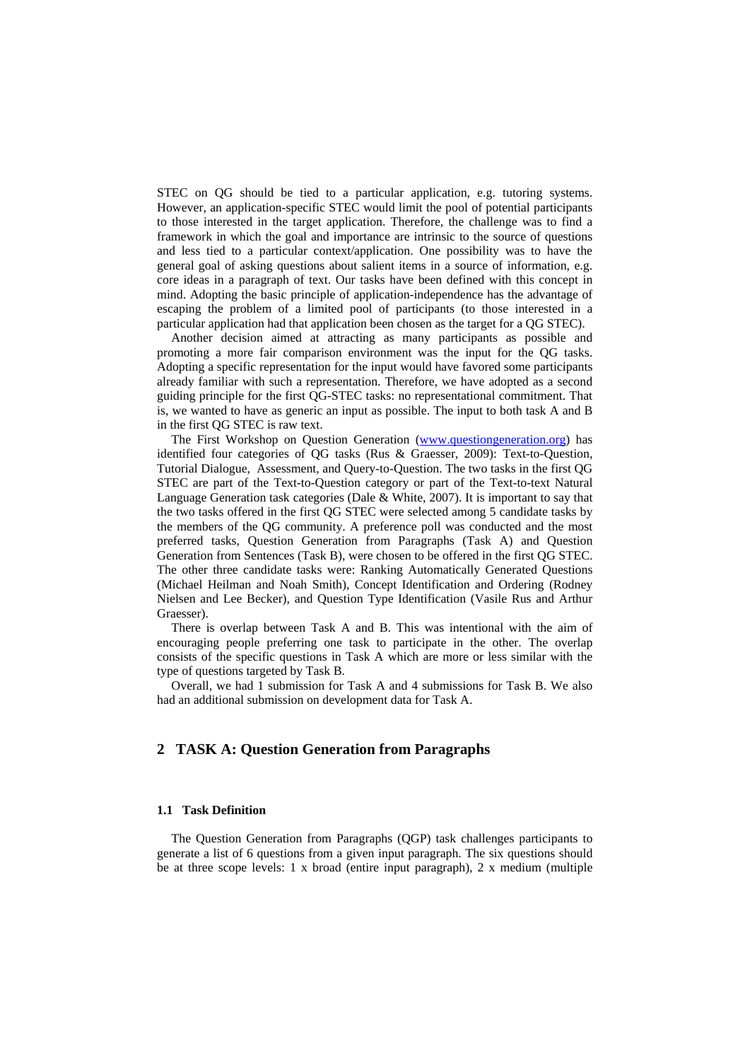STEC on QG should be tied to a particular application, e.g. tutoring systems. However, an application-specific STEC would limit the pool of potential participants to those interested in the target application. Therefore, the challenge was to find a framework in which the goal and importance are intrinsic to the source of questions and less tied to a particular context/application. One possibility was to have the general goal of asking questions about salient items in a source of information, e.g. core ideas in a paragraph of text. Our tasks have been defined with this concept in mind. Adopting the basic principle of application-independence has the advantage of escaping the problem of a limited pool of participants (to those interested in a particular application had that application been chosen as the target for a QG STEC).

Another decision aimed at attracting as many participants as possible and promoting a more fair comparison environment was the input for the QG tasks. Adopting a specific representation for the input would have favored some participants already familiar with such a representation. Therefore, we have adopted as a second guiding principle for the first QG-STEC tasks: no representational commitment. That is, we wanted to have as generic an input as possible. The input to both task A and B in the first QG STEC is raw text.

The First Workshop on Question Generation (www.questiongeneration.org) has identified four categories of QG tasks (Rus & Graesser, 2009): Text-to-Question, Tutorial Dialogue, Assessment, and Query-to-Question. The two tasks in the first QG STEC are part of the Text-to-Question category or part of the Text-to-text Natural Language Generation task categories (Dale & White, 2007). It is important to say that the two tasks offered in the first QG STEC were selected among 5 candidate tasks by the members of the QG community. A preference poll was conducted and the most preferred tasks, Question Generation from Paragraphs (Task A) and Question Generation from Sentences (Task B), were chosen to be offered in the first QG STEC. The other three candidate tasks were: Ranking Automatically Generated Questions (Michael Heilman and Noah Smith), Concept Identification and Ordering (Rodney Nielsen and Lee Becker), and Question Type Identification (Vasile Rus and Arthur Graesser).

There is overlap between Task A and B. This was intentional with the aim of encouraging people preferring one task to participate in the other. The overlap consists of the specific questions in Task A which are more or less similar with the type of questions targeted by Task B.

Overall, we had 1 submission for Task A and 4 submissions for Task B. We also had an additional submission on development data for Task A.

## 2 TASK A: Question Generation from Paragraphs

### 1.1 Task Definition

The Question Generation from Paragraphs (QGP) task challenges participants to generate a list of 6 questions from a given input paragraph. The six questions should be at three scope levels: 1 x broad (entire input paragraph), 2 x medium (multiple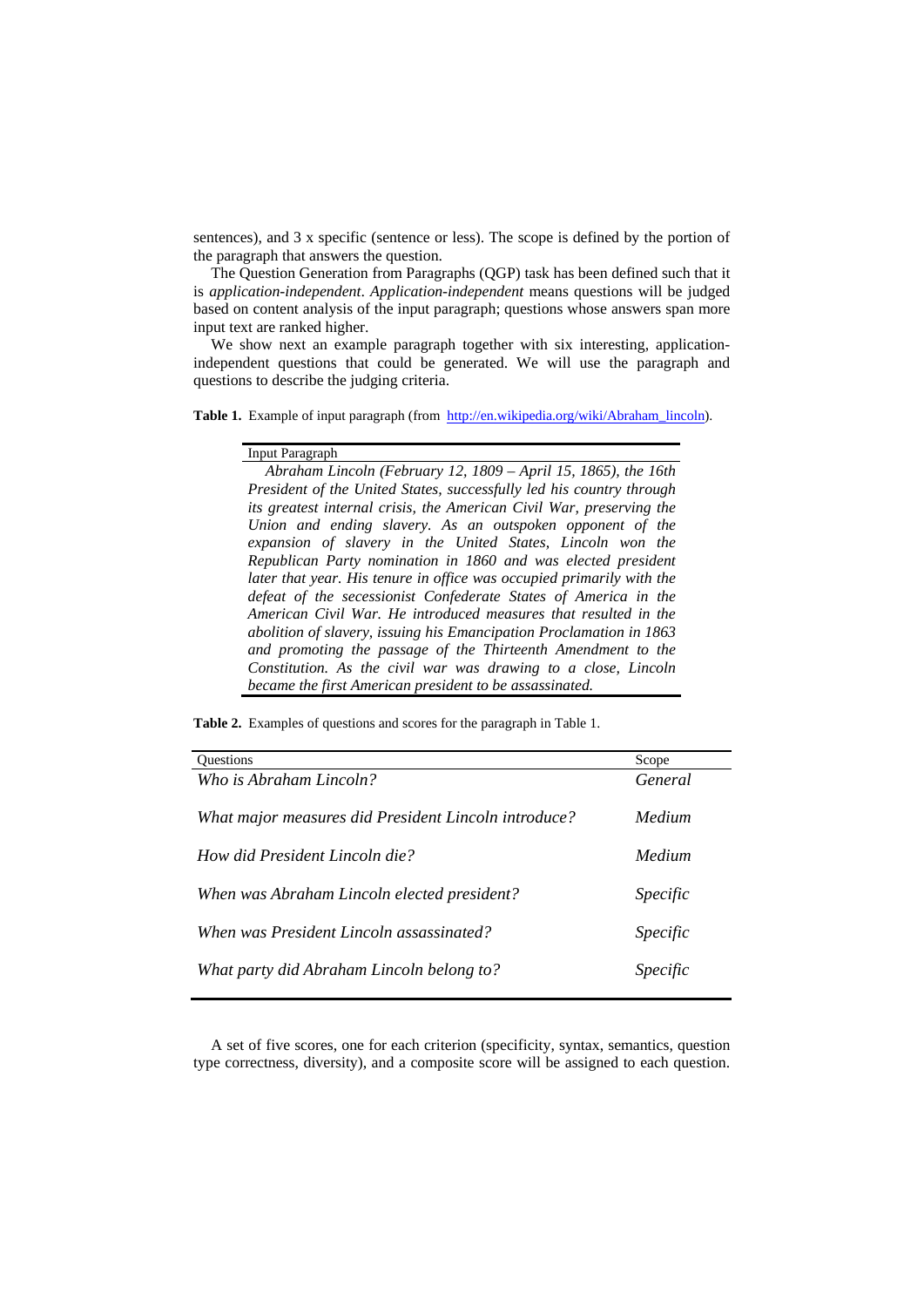sentences), and 3 x specific (sentence or less). The scope is defined by the portion of the paragraph that answers the question.

The Question Generation from Paragraphs (QGP) task has been defined such that it is *application-independent*. *Application-independent* means questions will be judged based on content analysis of the input paragraph; questions whose answers span more input text are ranked higher.

We show next an example paragraph together with six interesting, application-independent questions that could be generated. We will use the paragraph and questions to describe the judging criteria.

**Table 1.** Example of input paragraph (from http://en.wikipedia.org/wiki/Abraham_lincoln).

| Input Paragraph |
|---|
| *Abraham Lincoln (February 12, 1809 – April 15, 1865), the 16th President of the United States, successfully led his country through its greatest internal crisis, the American Civil War, preserving the Union and ending slavery. As an outspoken opponent of the expansion of slavery in the United States, Lincoln won the Republican Party nomination in 1860 and was elected president later that year. His tenure in office was occupied primarily with the defeat of the secessionist Confederate States of America in the American Civil War. He introduced measures that resulted in the abolition of slavery, issuing his Emancipation Proclamation in 1863 and promoting the passage of the Thirteenth Amendment to the Constitution. As the civil war was drawing to a close, Lincoln became the first American president to be assassinated.* |

**Table 2.** Examples of questions and scores for the paragraph in Table 1.

| Questions | Scope |
|---|---|
| *Who is Abraham Lincoln?* | *General* |
| *What major measures did President Lincoln introduce?* | *Medium* |
| *How did President Lincoln die?* | *Medium* |
| *When was Abraham Lincoln elected president?* | *Specific* |
| *When was President Lincoln assassinated?* | *Specific* |
| *What party did Abraham Lincoln belong to?* | *Specific* |

A set of five scores, one for each criterion (specificity, syntax, semantics, question type correctness, diversity), and a composite score will be assigned to each question.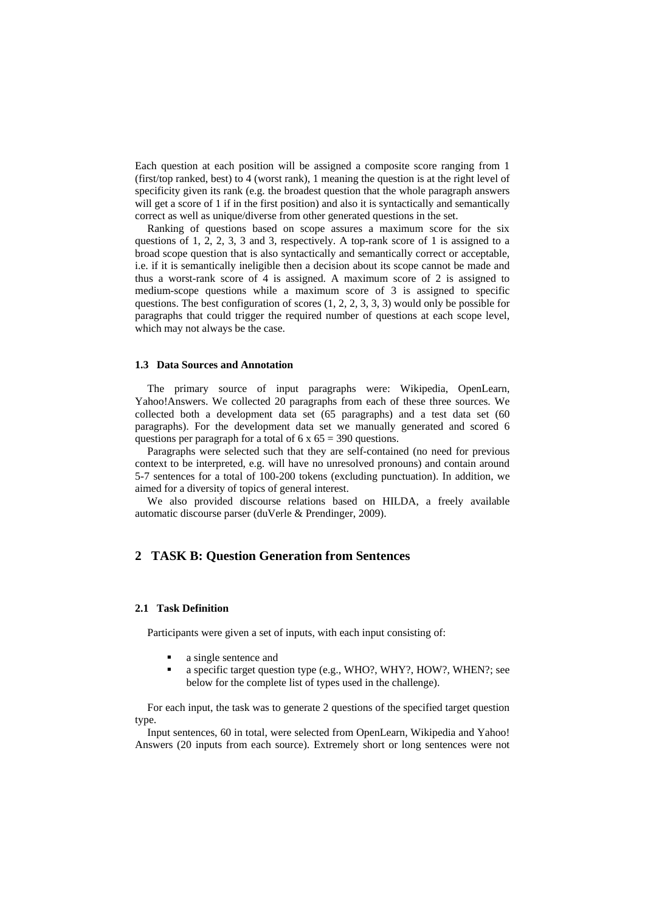Each question at each position will be assigned a composite score ranging from 1 (first/top ranked, best) to 4 (worst rank), 1 meaning the question is at the right level of specificity given its rank (e.g. the broadest question that the whole paragraph answers will get a score of 1 if in the first position) and also it is syntactically and semantically correct as well as unique/diverse from other generated questions in the set.

Ranking of questions based on scope assures a maximum score for the six questions of 1, 2, 2, 3, 3 and 3, respectively. A top-rank score of 1 is assigned to a broad scope question that is also syntactically and semantically correct or acceptable, i.e. if it is semantically ineligible then a decision about its scope cannot be made and thus a worst-rank score of 4 is assigned. A maximum score of 2 is assigned to medium-scope questions while a maximum score of 3 is assigned to specific questions. The best configuration of scores (1, 2, 2, 3, 3, 3) would only be possible for paragraphs that could trigger the required number of questions at each scope level, which may not always be the case.

### 1.3 Data Sources and Annotation

The primary source of input paragraphs were: Wikipedia, OpenLearn, Yahoo!Answers. We collected 20 paragraphs from each of these three sources. We collected both a development data set (65 paragraphs) and a test data set (60 paragraphs). For the development data set we manually generated and scored 6 questions per paragraph for a total of 6 x 65 = 390 questions.

Paragraphs were selected such that they are self-contained (no need for previous context to be interpreted, e.g. will have no unresolved pronouns) and contain around 5-7 sentences for a total of 100-200 tokens (excluding punctuation). In addition, we aimed for a diversity of topics of general interest.

We also provided discourse relations based on HILDA, a freely available automatic discourse parser (duVerle & Prendinger, 2009).

## 2 TASK B: Question Generation from Sentences

### 2.1 Task Definition

Participants were given a set of inputs, with each input consisting of:

- a single sentence and
- a specific target question type (e.g., WHO?, WHY?, HOW?, WHEN?; see below for the complete list of types used in the challenge).

For each input, the task was to generate 2 questions of the specified target question type.

Input sentences, 60 in total, were selected from OpenLearn, Wikipedia and Yahoo! Answers (20 inputs from each source). Extremely short or long sentences were not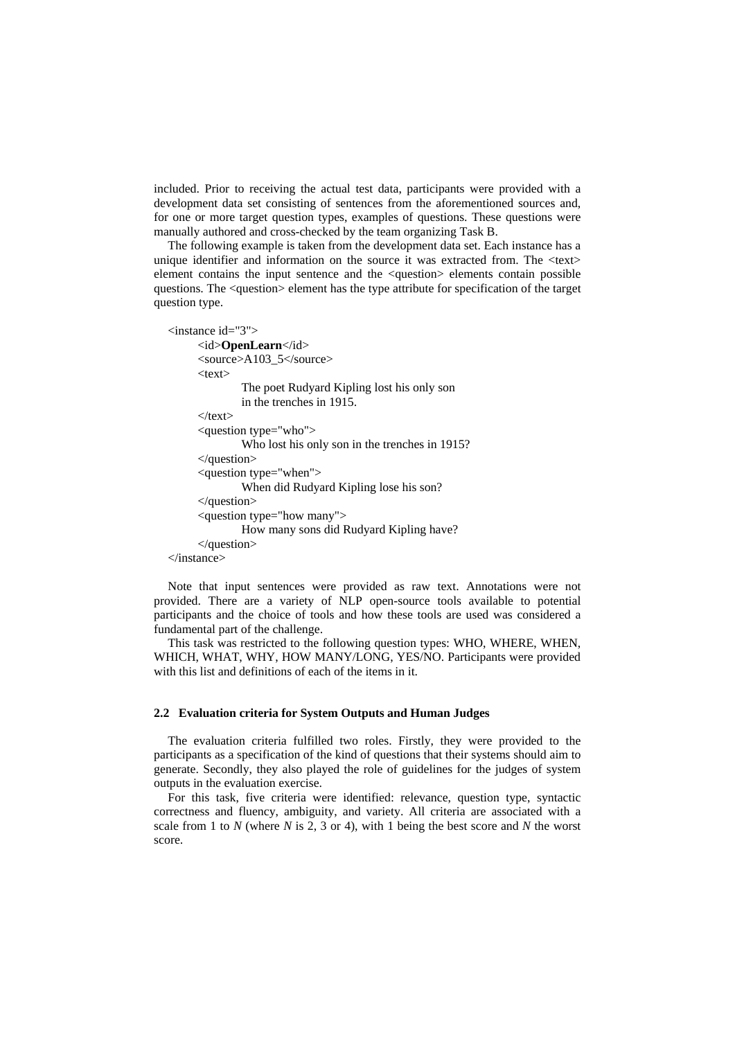included. Prior to receiving the actual test data, participants were provided with a development data set consisting of sentences from the aforementioned sources and, for one or more target question types, examples of questions. These questions were manually authored and cross-checked by the team organizing Task B.

The following example is taken from the development data set. Each instance has a unique identifier and information on the source it was extracted from. The <text> element contains the input sentence and the <question> elements contain possible questions. The <question> element has the type attribute for specification of the target question type.

```
<instance id="3">
    <id>OpenLearn</id>
    <source>A103_5</source>
    <text>
        The poet Rudyard Kipling lost his only son
        in the trenches in 1915.
    </text>
    <question type="who">
        Who lost his only son in the trenches in 1915?
    </question>
    <question type="when">
        When did Rudyard Kipling lose his son?
    </question>
    <question type="how many">
        How many sons did Rudyard Kipling have?
    </question>
</instance>
```

Note that input sentences were provided as raw text. Annotations were not provided. There are a variety of NLP open-source tools available to potential participants and the choice of tools and how these tools are used was considered a fundamental part of the challenge.

This task was restricted to the following question types: WHO, WHERE, WHEN, WHICH, WHAT, WHY, HOW MANY/LONG, YES/NO. Participants were provided with this list and definitions of each of the items in it.

### 2.2 Evaluation criteria for System Outputs and Human Judges

The evaluation criteria fulfilled two roles. Firstly, they were provided to the participants as a specification of the kind of questions that their systems should aim to generate. Secondly, they also played the role of guidelines for the judges of system outputs in the evaluation exercise.

For this task, five criteria were identified: relevance, question type, syntactic correctness and fluency, ambiguity, and variety. All criteria are associated with a scale from 1 to $N$ (where $N$ is 2, 3 or 4), with 1 being the best score and $N$ the worst score.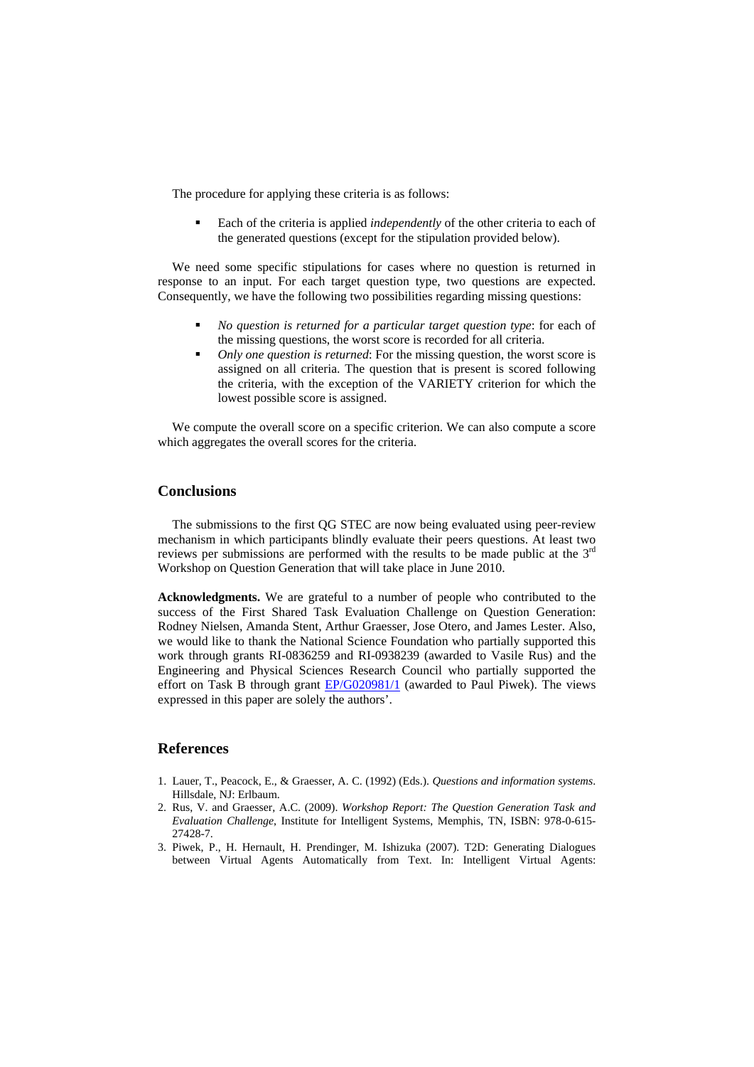The procedure for applying these criteria is as follows:

- Each of the criteria is applied *independently* of the other criteria to each of the generated questions (except for the stipulation provided below).

We need some specific stipulations for cases where no question is returned in response to an input. For each target question type, two questions are expected. Consequently, we have the following two possibilities regarding missing questions:

- *No question is returned for a particular target question type*: for each of the missing questions, the worst score is recorded for all criteria.
- *Only one question is returned*: For the missing question, the worst score is assigned on all criteria. The question that is present is scored following the criteria, with the exception of the VARIETY criterion for which the lowest possible score is assigned.

We compute the overall score on a specific criterion. We can also compute a score which aggregates the overall scores for the criteria.

## Conclusions

The submissions to the first QG STEC are now being evaluated using peer-review mechanism in which participants blindly evaluate their peers questions. At least two reviews per submissions are performed with the results to be made public at the 3rd Workshop on Question Generation that will take place in June 2010.

**Acknowledgments.** We are grateful to a number of people who contributed to the success of the First Shared Task Evaluation Challenge on Question Generation: Rodney Nielsen, Amanda Stent, Arthur Graesser, Jose Otero, and James Lester. Also, we would like to thank the National Science Foundation who partially supported this work through grants RI-0836259 and RI-0938239 (awarded to Vasile Rus) and the Engineering and Physical Sciences Research Council who partially supported the effort on Task B through grant EP/G020981/1 (awarded to Paul Piwek). The views expressed in this paper are solely the authors'.

## References

1. Lauer, T., Peacock, E., & Graesser, A. C. (1992) (Eds.). *Questions and information systems*. Hillsdale, NJ: Erlbaum.
2. Rus, V. and Graesser, A.C. (2009). *Workshop Report: The Question Generation Task and Evaluation Challenge*, Institute for Intelligent Systems, Memphis, TN, ISBN: 978-0-615-27428-7.
3. Piwek, P., H. Hernault, H. Prendinger, M. Ishizuka (2007). T2D: Generating Dialogues between Virtual Agents Automatically from Text. In: Intelligent Virtual Agents: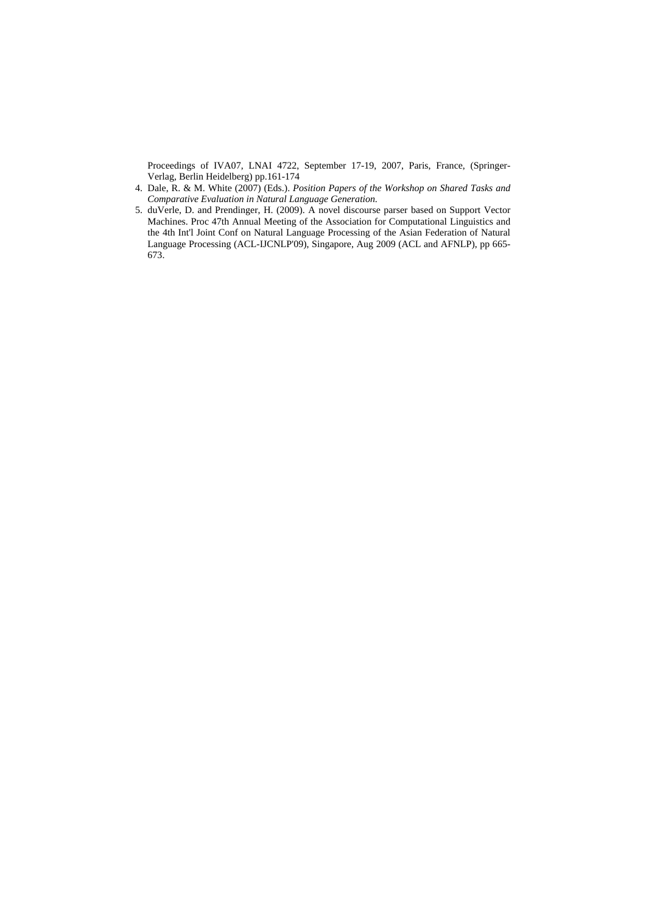Proceedings of IVA07, LNAI 4722, September 17-19, 2007, Paris, France, (Springer-Verlag, Berlin Heidelberg) pp.161-174

4. Dale, R. & M. White (2007) (Eds.). *Position Papers of the Workshop on Shared Tasks and Comparative Evaluation in Natural Language Generation.*
5. duVerle, D. and Prendinger, H. (2009). A novel discourse parser based on Support Vector Machines. Proc 47th Annual Meeting of the Association for Computational Linguistics and the 4th Int'l Joint Conf on Natural Language Processing of the Asian Federation of Natural Language Processing (ACL-IJCNLP'09), Singapore, Aug 2009 (ACL and AFNLP), pp 665-673.